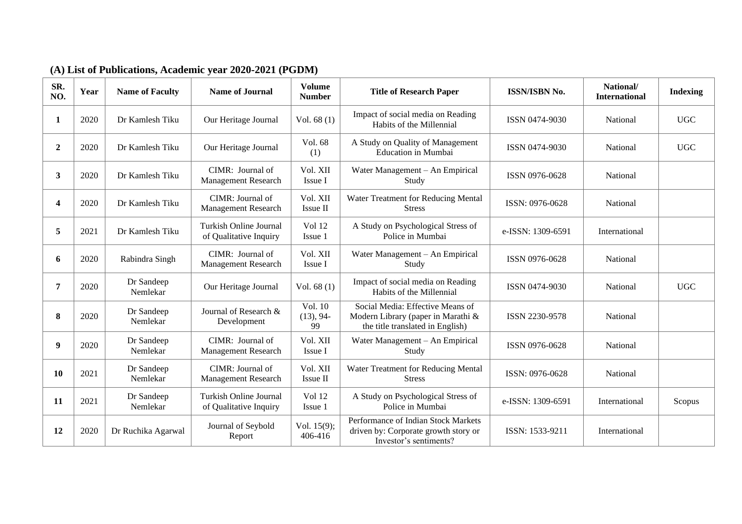## (A) List of Publications, Academic year 2020-2021 (PGDM)

| SR. NO. | Year | Name of Faculty | Name of Journal | Volume Number | Title of Research Paper | ISSN/ISBN No. | National/ International | Indexing |
|---|---|---|---|---|---|---|---|---|
| 1 | 2020 | Dr Kamlesh Tiku | Our Heritage Journal | Vol. 68 (1) | Impact of social media on Reading Habits of the Millennial | ISSN 0474-9030 | National | UGC |
| 2 | 2020 | Dr Kamlesh Tiku | Our Heritage Journal | Vol. 68 (1) | A Study on Quality of Management Education in Mumbai | ISSN 0474-9030 | National | UGC |
| 3 | 2020 | Dr Kamlesh Tiku | CIMR: Journal of Management Research | Vol. XII Issue I | Water Management – An Empirical Study | ISSN 0976-0628 | National | |
| 4 | 2020 | Dr Kamlesh Tiku | CIMR: Journal of Management Research | Vol. XII Issue II | Water Treatment for Reducing Mental Stress | ISSN: 0976-0628 | National | |
| 5 | 2021 | Dr Kamlesh Tiku | Turkish Online Journal of Qualitative Inquiry | Vol 12 Issue 1 | A Study on Psychological Stress of Police in Mumbai | e-ISSN: 1309-6591 | International | |
| 6 | 2020 | Rabindra Singh | CIMR: Journal of Management Research | Vol. XII Issue I | Water Management – An Empirical Study | ISSN 0976-0628 | National | |
| 7 | 2020 | Dr Sandeep Nemlekar | Our Heritage Journal | Vol. 68 (1) | Impact of social media on Reading Habits of the Millennial | ISSN 0474-9030 | National | UGC |
| 8 | 2020 | Dr Sandeep Nemlekar | Journal of Research & Development | Vol. 10 (13), 94-99 | Social Media: Effective Means of Modern Library (paper in Marathi & the title translated in English) | ISSN 2230-9578 | National | |
| 9 | 2020 | Dr Sandeep Nemlekar | CIMR: Journal of Management Research | Vol. XII Issue I | Water Management – An Empirical Study | ISSN 0976-0628 | National | |
| 10 | 2021 | Dr Sandeep Nemlekar | CIMR: Journal of Management Research | Vol. XII Issue II | Water Treatment for Reducing Mental Stress | ISSN: 0976-0628 | National | |
| 11 | 2021 | Dr Sandeep Nemlekar | Turkish Online Journal of Qualitative Inquiry | Vol 12 Issue 1 | A Study on Psychological Stress of Police in Mumbai | e-ISSN: 1309-6591 | International | Scopus |
| 12 | 2020 | Dr Ruchika Agarwal | Journal of Seybold Report | Vol. 15(9); 406-416 | Performance of Indian Stock Markets driven by: Corporate growth story or Investor's sentiments? | ISSN: 1533-9211 | International | |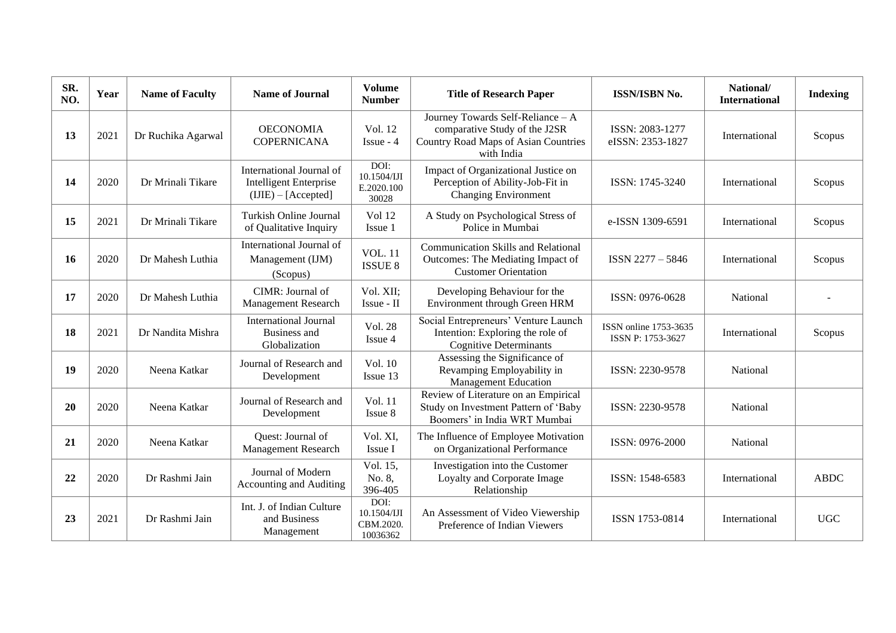| SR. NO. | Year | Name of Faculty | Name of Journal | Volume Number | Title of Research Paper | ISSN/ISBN No. | National/ International | Indexing |
|---|---|---|---|---|---|---|---|---|
| **13** | 2021 | Dr Ruchika Agarwal | OECONOMIA COPERNICANA | Vol. 12 Issue - 4 | Journey Towards Self-Reliance – A comparative Study of the J2SR Country Road Maps of Asian Countries with India | ISSN: 2083-1277 eISSN: 2353-1827 | International | Scopus |
| **14** | 2020 | Dr Mrinali Tikare | International Journal of Intelligent Enterprise (IJIE) – [Accepted] | DOI: 10.1504/IJIE.2020.10030028 | Impact of Organizational Justice on Perception of Ability-Job-Fit in Changing Environment | ISSN: 1745-3240 | International | Scopus |
| **15** | 2021 | Dr Mrinali Tikare | Turkish Online Journal of Qualitative Inquiry | Vol 12 Issue 1 | A Study on Psychological Stress of Police in Mumbai | e-ISSN 1309-6591 | International | Scopus |
| **16** | 2020 | Dr Mahesh Luthia | International Journal of Management (IJM) (Scopus) | VOL. 11 ISSUE 8 | Communication Skills and Relational Outcomes: The Mediating Impact of Customer Orientation | ISSN 2277 – 5846 | International | Scopus |
| **17** | 2020 | Dr Mahesh Luthia | CIMR: Journal of Management Research | Vol. XII; Issue - II | Developing Behaviour for the Environment through Green HRM | ISSN: 0976-0628 | National | - |
| **18** | 2021 | Dr Nandita Mishra | International Journal Business and Globalization | Vol. 28 Issue 4 | Social Entrepreneurs' Venture Launch Intention: Exploring the role of Cognitive Determinants | ISSN online 1753-3635 ISSN P: 1753-3627 | International | Scopus |
| **19** | 2020 | Neena Katkar | Journal of Research and Development | Vol. 10 Issue 13 | Assessing the Significance of Revamping Employability in Management Education | ISSN: 2230-9578 | National | |
| **20** | 2020 | Neena Katkar | Journal of Research and Development | Vol. 11 Issue 8 | Review of Literature on an Empirical Study on Investment Pattern of 'Baby Boomers' in India WRT Mumbai | ISSN: 2230-9578 | National | |
| **21** | 2020 | Neena Katkar | Quest: Journal of Management Research | Vol. XI, Issue I | The Influence of Employee Motivation on Organizational Performance | ISSN: 0976-2000 | National | |
| **22** | 2020 | Dr Rashmi Jain | Journal of Modern Accounting and Auditing | Vol. 15, No. 8, 396-405 | Investigation into the Customer Loyalty and Corporate Image Relationship | ISSN: 1548-6583 | International | ABDC |
| **23** | 2021 | Dr Rashmi Jain | Int. J. of Indian Culture and Business Management | DOI: 10.1504/IJICBM.2020.10036362 | An Assessment of Video Viewership Preference of Indian Viewers | ISSN 1753-0814 | International | UGC |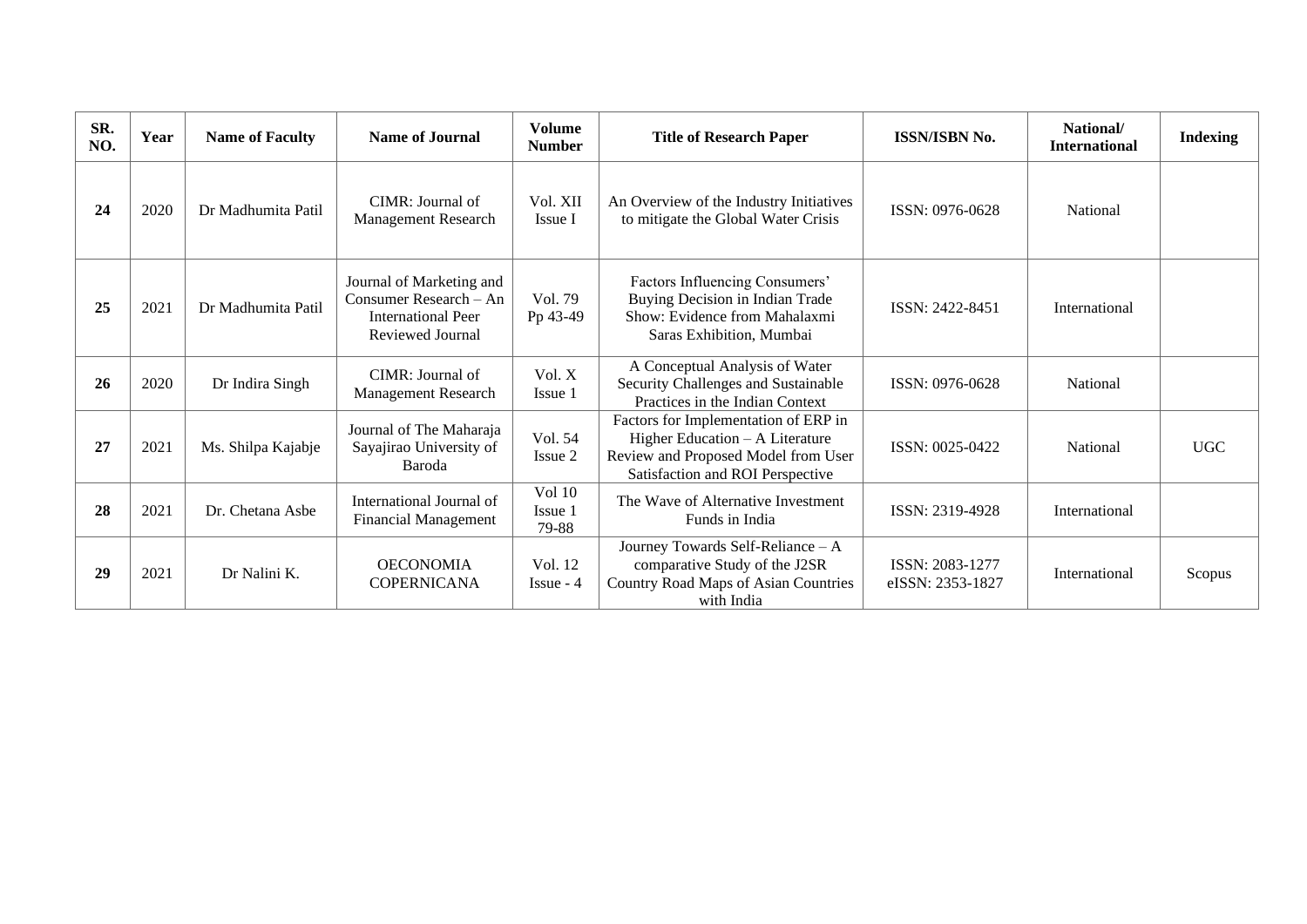| SR. NO. | Year | Name of Faculty | Name of Journal | Volume Number | Title of Research Paper | ISSN/ISBN No. | National/ International | Indexing |
|---|---|---|---|---|---|---|---|---|
| **24** | 2020 | Dr Madhumita Patil | CIMR: Journal of Management Research | Vol. XII Issue I | An Overview of the Industry Initiatives to mitigate the Global Water Crisis | ISSN: 0976-0628 | National | |
| **25** | 2021 | Dr Madhumita Patil | Journal of Marketing and Consumer Research – An International Peer Reviewed Journal | Vol. 79 Pp 43-49 | Factors Influencing Consumers' Buying Decision in Indian Trade Show: Evidence from Mahalaxmi Saras Exhibition, Mumbai | ISSN: 2422-8451 | International | |
| **26** | 2020 | Dr Indira Singh | CIMR: Journal of Management Research | Vol. X Issue 1 | A Conceptual Analysis of Water Security Challenges and Sustainable Practices in the Indian Context | ISSN: 0976-0628 | National | |
| **27** | 2021 | Ms. Shilpa Kajabje | Journal of The Maharaja Sayajirao University of Baroda | Vol. 54 Issue 2 | Factors for Implementation of ERP in Higher Education – A Literature Review and Proposed Model from User Satisfaction and ROI Perspective | ISSN: 0025-0422 | National | UGC |
| **28** | 2021 | Dr. Chetana Asbe | International Journal of Financial Management | Vol 10 Issue 1 79-88 | The Wave of Alternative Investment Funds in India | ISSN: 2319-4928 | International | |
| **29** | 2021 | Dr Nalini K. | OECONOMIA COPERNICANA | Vol. 12 Issue - 4 | Journey Towards Self-Reliance – A comparative Study of the J2SR Country Road Maps of Asian Countries with India | ISSN: 2083-1277 eISSN: 2353-1827 | International | Scopus |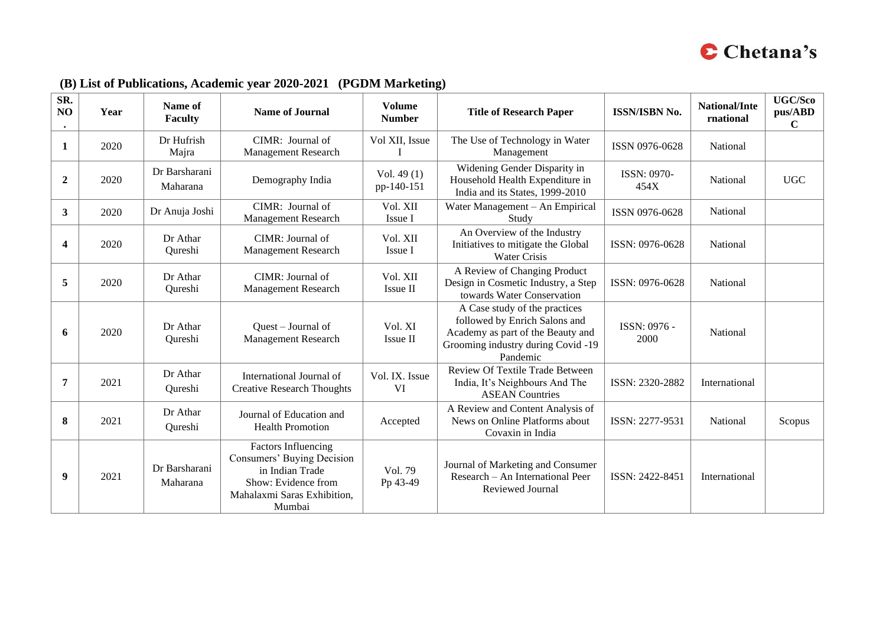## (B) List of Publications, Academic year 2020-2021 (PGDM Marketing)

| SR. NO. | Year | Name of Faculty | Name of Journal | Volume Number | Title of Research Paper | ISSN/ISBN No. | National/International | UGC/Scopus/ABDC |
|---|---|---|---|---|---|---|---|---|
| 1 | 2020 | Dr Hufrish Majra | CIMR: Journal of Management Research | Vol XII, Issue I | The Use of Technology in Water Management | ISSN 0976-0628 | National | |
| 2 | 2020 | Dr Barsharani Maharana | Demography India | Vol. 49 (1) pp-140-151 | Widening Gender Disparity in Household Health Expenditure in India and its States, 1999-2010 | ISSN: 0970-454X | National | UGC |
| 3 | 2020 | Dr Anuja Joshi | CIMR: Journal of Management Research | Vol. XII Issue I | Water Management – An Empirical Study | ISSN 0976-0628 | National | |
| 4 | 2020 | Dr Athar Qureshi | CIMR: Journal of Management Research | Vol. XII Issue I | An Overview of the Industry Initiatives to mitigate the Global Water Crisis | ISSN: 0976-0628 | National | |
| 5 | 2020 | Dr Athar Qureshi | CIMR: Journal of Management Research | Vol. XII Issue II | A Review of Changing Product Design in Cosmetic Industry, a Step towards Water Conservation | ISSN: 0976-0628 | National | |
| 6 | 2020 | Dr Athar Qureshi | Quest – Journal of Management Research | Vol. XI Issue II | A Case study of the practices followed by Enrich Salons and Academy as part of the Beauty and Grooming industry during Covid -19 Pandemic | ISSN: 0976 - 2000 | National | |
| 7 | 2021 | Dr Athar Qureshi | International Journal of Creative Research Thoughts | Vol. IX. Issue VI | Review Of Textile Trade Between India, It's Neighbours And The ASEAN Countries | ISSN: 2320-2882 | International | |
| 8 | 2021 | Dr Athar Qureshi | Journal of Education and Health Promotion | Accepted | A Review and Content Analysis of News on Online Platforms about Covaxin in India | ISSN: 2277-9531 | National | Scopus |
| 9 | 2021 | Dr Barsharani Maharana | Factors Influencing Consumers' Buying Decision in Indian Trade Show: Evidence from Mahalaxmi Saras Exhibition, Mumbai | Vol. 79 Pp 43-49 | Journal of Marketing and Consumer Research – An International Peer Reviewed Journal | ISSN: 2422-8451 | International | |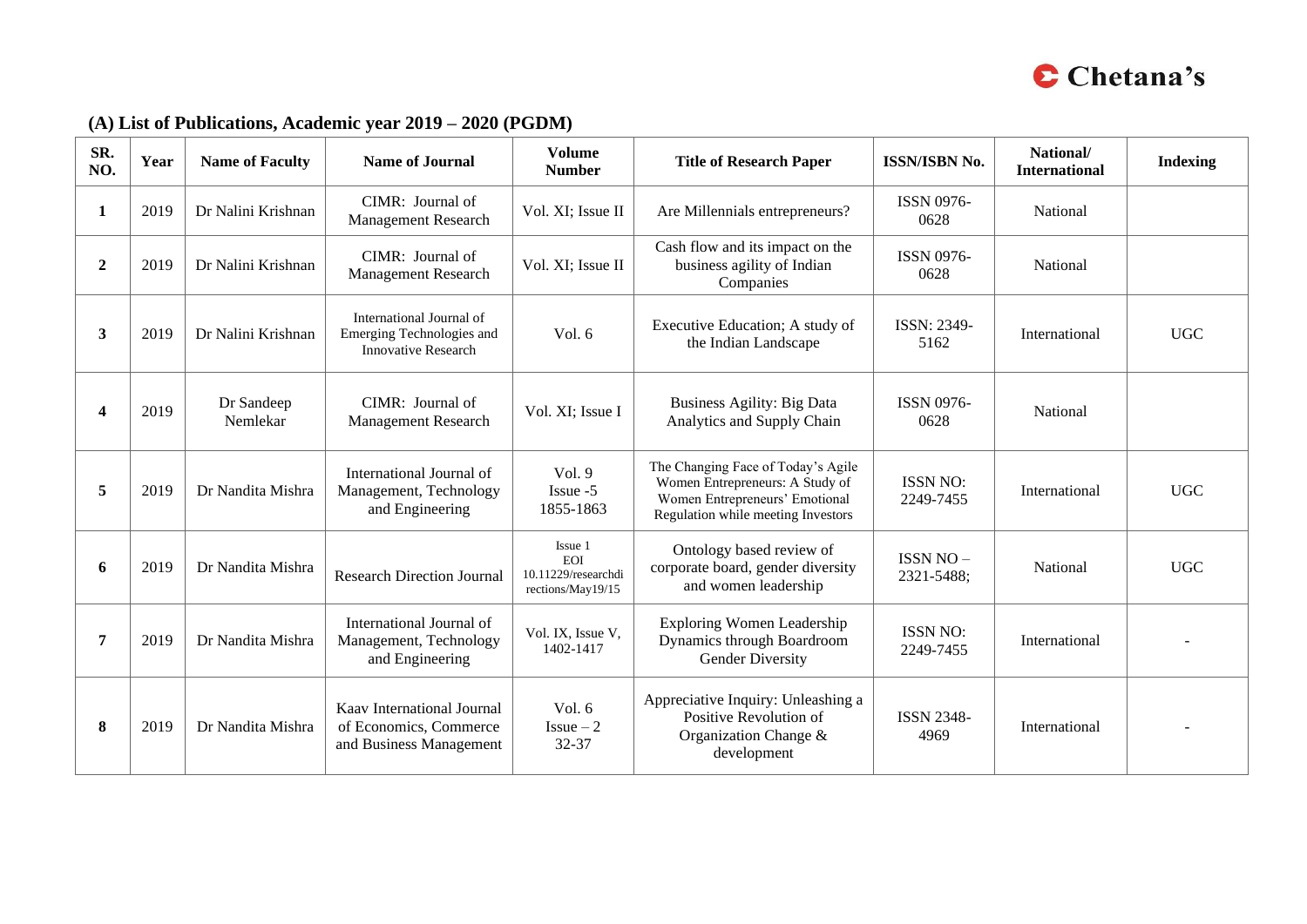## (A) List of Publications, Academic year 2019 – 2020 (PGDM)

| SR. NO. | Year | Name of Faculty | Name of Journal | Volume Number | Title of Research Paper | ISSN/ISBN No. | National/ International | Indexing |
|---|---|---|---|---|---|---|---|---|
| 1 | 2019 | Dr Nalini Krishnan | CIMR: Journal of Management Research | Vol. XI; Issue II | Are Millennials entrepreneurs? | ISSN 0976-0628 | National | |
| 2 | 2019 | Dr Nalini Krishnan | CIMR: Journal of Management Research | Vol. XI; Issue II | Cash flow and its impact on the business agility of Indian Companies | ISSN 0976-0628 | National | |
| 3 | 2019 | Dr Nalini Krishnan | International Journal of Emerging Technologies and Innovative Research | Vol. 6 | Executive Education; A study of the Indian Landscape | ISSN: 2349-5162 | International | UGC |
| 4 | 2019 | Dr Sandeep Nemlekar | CIMR: Journal of Management Research | Vol. XI; Issue I | Business Agility: Big Data Analytics and Supply Chain | ISSN 0976-0628 | National | |
| 5 | 2019 | Dr Nandita Mishra | International Journal of Management, Technology and Engineering | Vol. 9 Issue -5 1855-1863 | The Changing Face of Today's Agile Women Entrepreneurs: A Study of Women Entrepreneurs' Emotional Regulation while meeting Investors | ISSN NO: 2249-7455 | International | UGC |
| 6 | 2019 | Dr Nandita Mishra | Research Direction Journal | Issue 1 EOI 10.11229/researchdirections/May19/15 | Ontology based review of corporate board, gender diversity and women leadership | ISSN NO – 2321-5488; | National | UGC |
| 7 | 2019 | Dr Nandita Mishra | International Journal of Management, Technology and Engineering | Vol. IX, Issue V, 1402-1417 | Exploring Women Leadership Dynamics through Boardroom Gender Diversity | ISSN NO: 2249-7455 | International | - |
| 8 | 2019 | Dr Nandita Mishra | Kaav International Journal of Economics, Commerce and Business Management | Vol. 6 Issue – 2 32-37 | Appreciative Inquiry: Unleashing a Positive Revolution of Organization Change & development | ISSN 2348-4969 | International | - |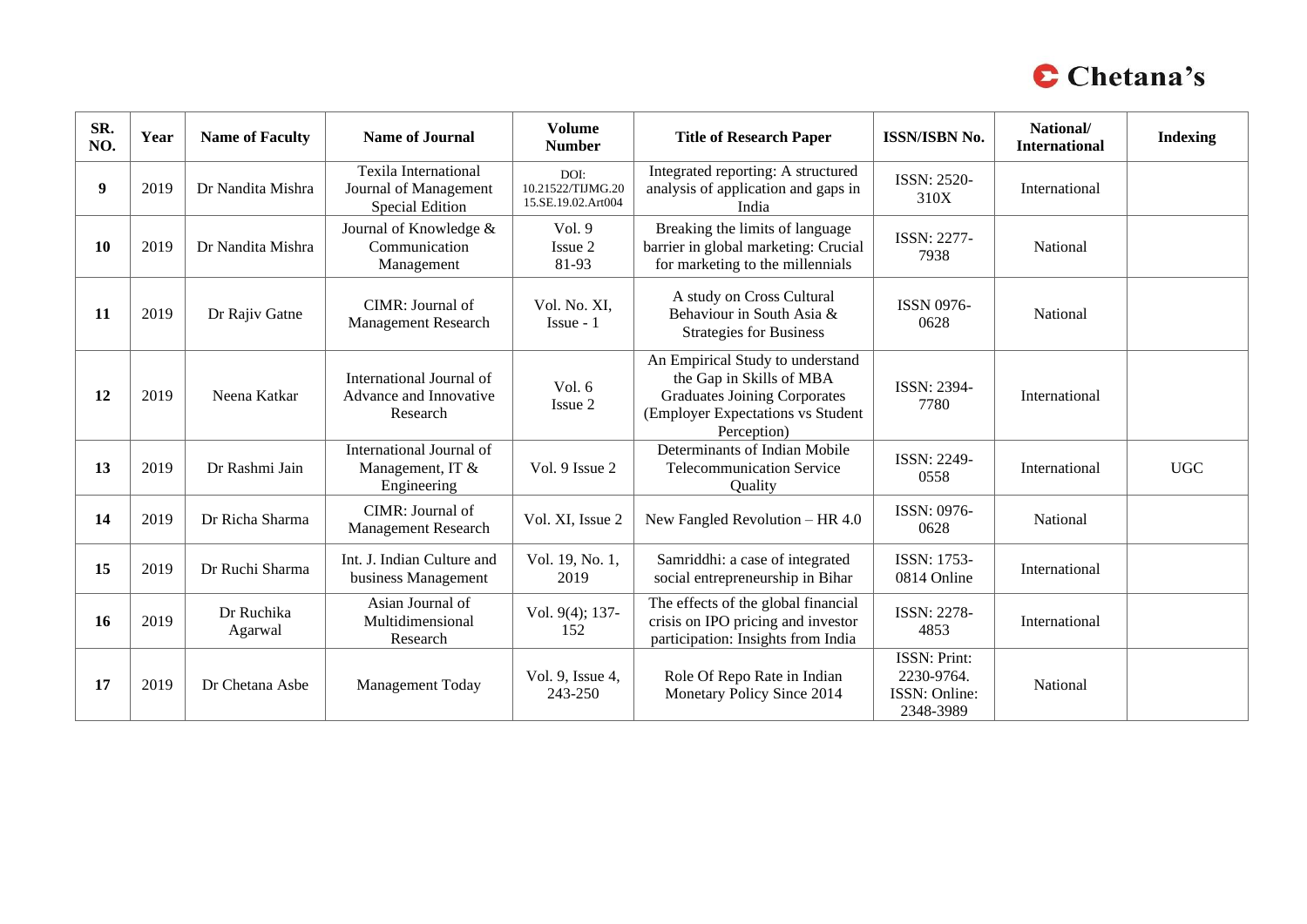| SR. NO. | Year | Name of Faculty | Name of Journal | Volume Number | Title of Research Paper | ISSN/ISBN No. | National/ International | Indexing |
|---|---|---|---|---|---|---|---|---|
| **9** | 2019 | Dr Nandita Mishra | Texila International Journal of Management Special Edition | DOI: 10.21522/TIJMG.2015.SE.19.02.Art004 | Integrated reporting: A structured analysis of application and gaps in India | ISSN: 2520-310X | International | |
| **10** | 2019 | Dr Nandita Mishra | Journal of Knowledge & Communication Management | Vol. 9 Issue 2 81-93 | Breaking the limits of language barrier in global marketing: Crucial for marketing to the millennials | ISSN: 2277-7938 | National | |
| **11** | 2019 | Dr Rajiv Gatne | CIMR: Journal of Management Research | Vol. No. XI, Issue - 1 | A study on Cross Cultural Behaviour in South Asia & Strategies for Business | ISSN 0976-0628 | National | |
| **12** | 2019 | Neena Katkar | International Journal of Advance and Innovative Research | Vol. 6 Issue 2 | An Empirical Study to understand the Gap in Skills of MBA Graduates Joining Corporates (Employer Expectations vs Student Perception) | ISSN: 2394-7780 | International | |
| **13** | 2019 | Dr Rashmi Jain | International Journal of Management, IT & Engineering | Vol. 9 Issue 2 | Determinants of Indian Mobile Telecommunication Service Quality | ISSN: 2249-0558 | International | UGC |
| **14** | 2019 | Dr Richa Sharma | CIMR: Journal of Management Research | Vol. XI, Issue 2 | New Fangled Revolution – HR 4.0 | ISSN: 0976-0628 | National | |
| **15** | 2019 | Dr Ruchi Sharma | Int. J. Indian Culture and business Management | Vol. 19, No. 1, 2019 | Samriddhi: a case of integrated social entrepreneurship in Bihar | ISSN: 1753-0814 Online | International | |
| **16** | 2019 | Dr Ruchika Agarwal | Asian Journal of Multidimensional Research | Vol. 9(4); 137-152 | The effects of the global financial crisis on IPO pricing and investor participation: Insights from India | ISSN: 2278-4853 | International | |
| **17** | 2019 | Dr Chetana Asbe | Management Today | Vol. 9, Issue 4, 243-250 | Role Of Repo Rate in Indian Monetary Policy Since 2014 | ISSN: Print: 2230-9764. ISSN: Online: 2348-3989 | National | |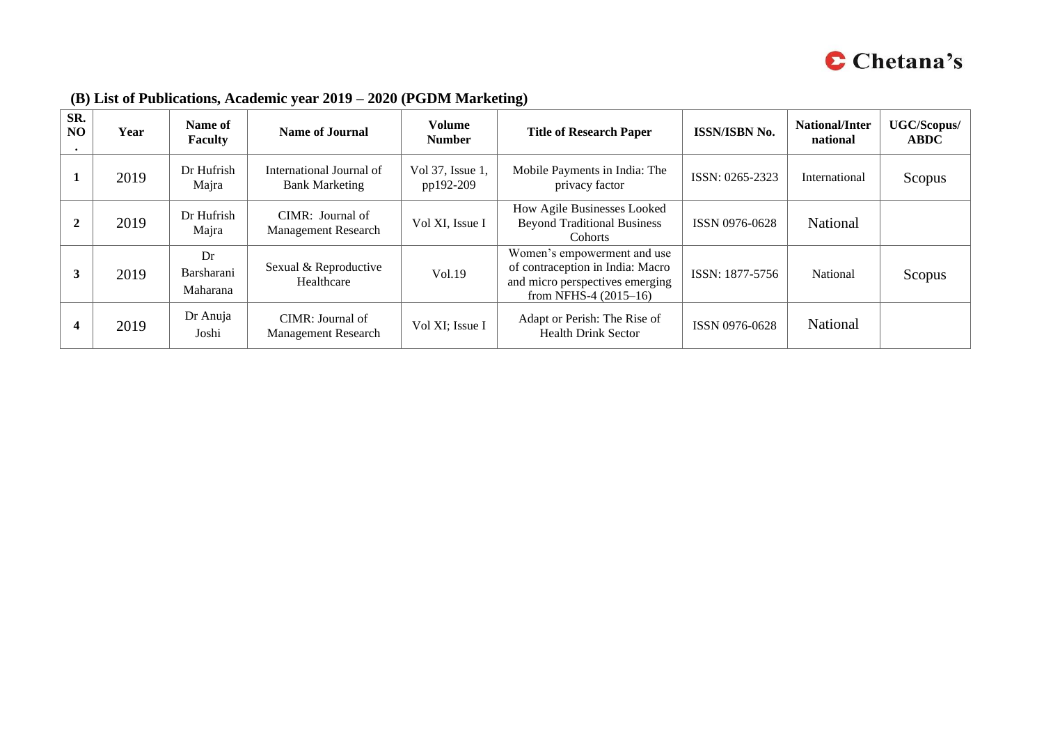## (B) List of Publications, Academic year 2019 – 2020 (PGDM Marketing)

| SR. NO. | Year | Name of Faculty | Name of Journal | Volume Number | Title of Research Paper | ISSN/ISBN No. | National/International | UGC/Scopus/ ABDC |
|---|---|---|---|---|---|---|---|---|
| 1 | 2019 | Dr Hufrish Majra | International Journal of Bank Marketing | Vol 37, Issue 1, pp192-209 | Mobile Payments in India: The privacy factor | ISSN: 0265-2323 | International | Scopus |
| 2 | 2019 | Dr Hufrish Majra | CIMR: Journal of Management Research | Vol XI, Issue I | How Agile Businesses Looked Beyond Traditional Business Cohorts | ISSN 0976-0628 | National | |
| 3 | 2019 | Dr Barsharani Maharana | Sexual & Reproductive Healthcare | Vol.19 | Women's empowerment and use of contraception in India: Macro and micro perspectives emerging from NFHS-4 (2015–16) | ISSN: 1877-5756 | National | Scopus |
| 4 | 2019 | Dr Anuja Joshi | CIMR: Journal of Management Research | Vol XI; Issue I | Adapt or Perish: The Rise of Health Drink Sector | ISSN 0976-0628 | National | |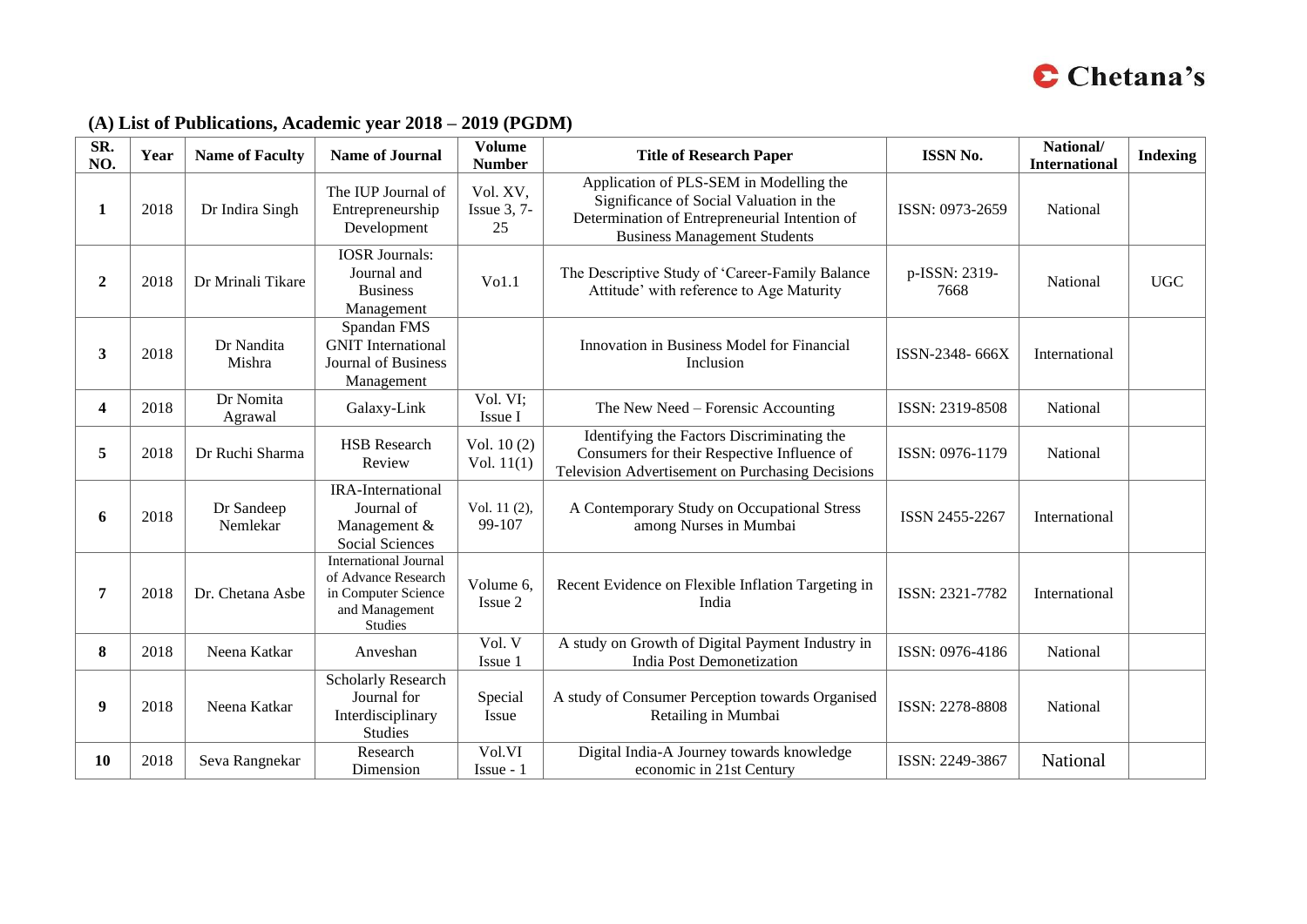## (A) List of Publications, Academic year 2018 – 2019 (PGDM)

| SR. NO. | Year | Name of Faculty | Name of Journal | Volume Number | Title of Research Paper | ISSN No. | National/ International | Indexing |
|---|---|---|---|---|---|---|---|---|
| 1 | 2018 | Dr Indira Singh | The IUP Journal of Entrepreneurship Development | Vol. XV, Issue 3, 7-25 | Application of PLS-SEM in Modelling the Significance of Social Valuation in the Determination of Entrepreneurial Intention of Business Management Students | ISSN: 0973-2659 | National | |
| 2 | 2018 | Dr Mrinali Tikare | IOSR Journals: Journal and Business Management | Vo1.1 | The Descriptive Study of 'Career-Family Balance Attitude' with reference to Age Maturity | p-ISSN: 2319-7668 | National | UGC |
| 3 | 2018 | Dr Nandita Mishra | Spandan FMS GNIT International Journal of Business Management | | Innovation in Business Model for Financial Inclusion | ISSN-2348- 666X | International | |
| 4 | 2018 | Dr Nomita Agrawal | Galaxy-Link | Vol. VI; Issue I | The New Need – Forensic Accounting | ISSN: 2319-8508 | National | |
| 5 | 2018 | Dr Ruchi Sharma | HSB Research Review | Vol. 10 (2) Vol. 11(1) | Identifying the Factors Discriminating the Consumers for their Respective Influence of Television Advertisement on Purchasing Decisions | ISSN: 0976-1179 | National | |
| 6 | 2018 | Dr Sandeep Nemlekar | IRA-International Journal of Management & Social Sciences | Vol. 11 (2), 99-107 | A Contemporary Study on Occupational Stress among Nurses in Mumbai | ISSN 2455-2267 | International | |
| 7 | 2018 | Dr. Chetana Asbe | International Journal of Advance Research in Computer Science and Management Studies | Volume 6, Issue 2 | Recent Evidence on Flexible Inflation Targeting in India | ISSN: 2321-7782 | International | |
| 8 | 2018 | Neena Katkar | Anveshan | Vol. V Issue 1 | A study on Growth of Digital Payment Industry in India Post Demonetization | ISSN: 0976-4186 | National | |
| 9 | 2018 | Neena Katkar | Scholarly Research Journal for Interdisciplinary Studies | Special Issue | A study of Consumer Perception towards Organised Retailing in Mumbai | ISSN: 2278-8808 | National | |
| 10 | 2018 | Seva Rangnekar | Research Dimension | Vol.VI Issue - 1 | Digital India-A Journey towards knowledge economic in 21st Century | ISSN: 2249-3867 | National | |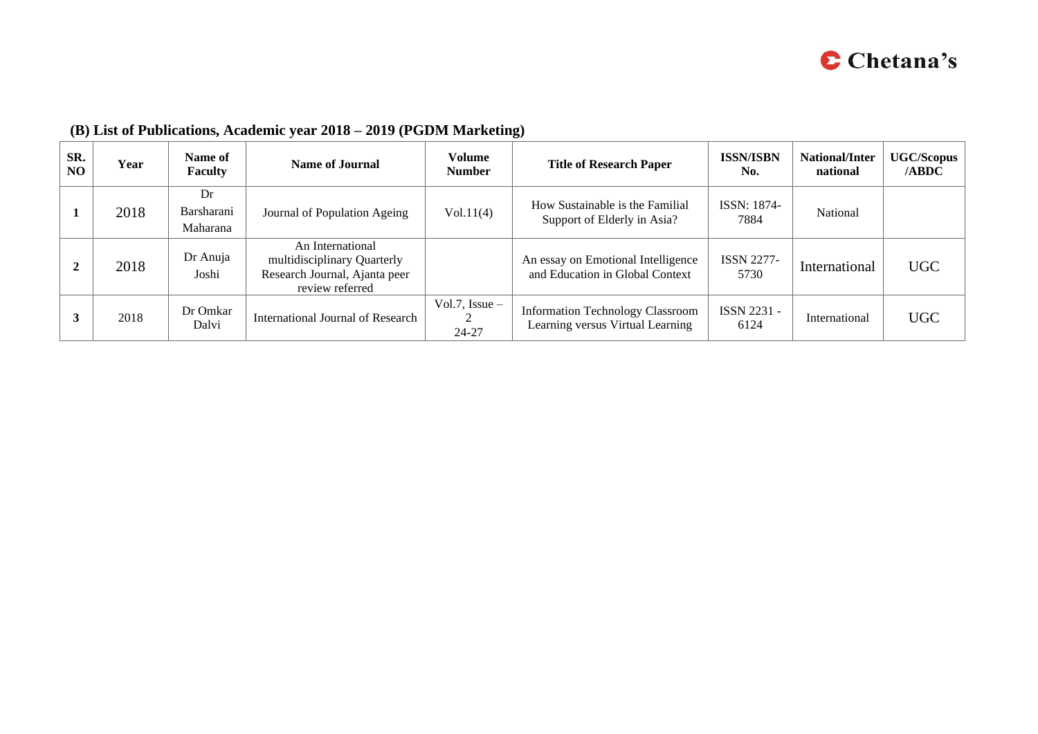## (B) List of Publications, Academic year 2018 – 2019 (PGDM Marketing)

| SR. NO | Year | Name of Faculty | Name of Journal | Volume Number | Title of Research Paper | ISSN/ISBN No. | National/International | UGC/Scopus /ABDC |
|---|---|---|---|---|---|---|---|---|
| 1 | 2018 | Dr Barsharani Maharana | Journal of Population Ageing | Vol.11(4) | How Sustainable is the Familial Support of Elderly in Asia? | ISSN: 1874-7884 | National | |
| 2 | 2018 | Dr Anuja Joshi | An International multidisciplinary Quarterly Research Journal, Ajanta peer review referred | | An essay on Emotional Intelligence and Education in Global Context | ISSN 2277-5730 | International | UGC |
| 3 | 2018 | Dr Omkar Dalvi | International Journal of Research | Vol.7, Issue – 2 24-27 | Information Technology Classroom Learning versus Virtual Learning | ISSN 2231 - 6124 | International | UGC |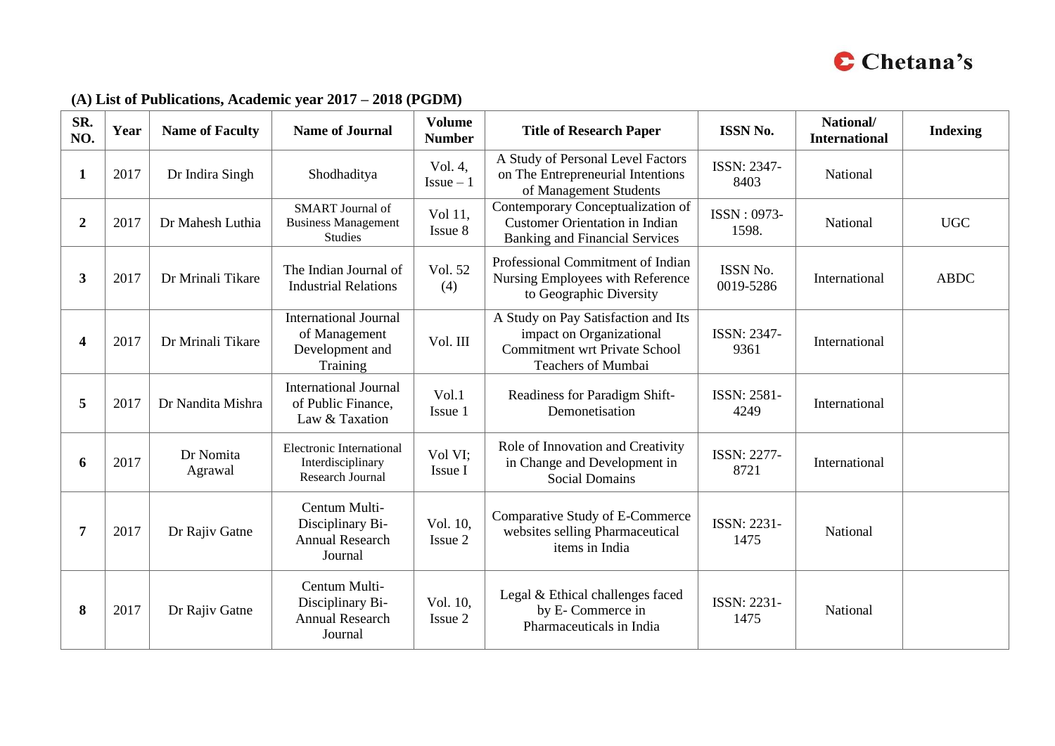### (A) List of Publications, Academic year 2017 – 2018 (PGDM)

| SR. NO. | Year | Name of Faculty | Name of Journal | Volume Number | Title of Research Paper | ISSN No. | National/ International | Indexing |
|---|---|---|---|---|---|---|---|---|
| **1** | 2017 | Dr Indira Singh | Shodhaditya | Vol. 4, Issue – 1 | A Study of Personal Level Factors on The Entrepreneurial Intentions of Management Students | ISSN: 2347-8403 | National | |
| **2** | 2017 | Dr Mahesh Luthia | SMART Journal of Business Management Studies | Vol 11, Issue 8 | Contemporary Conceptualization of Customer Orientation in Indian Banking and Financial Services | ISSN : 0973-1598. | National | UGC |
| **3** | 2017 | Dr Mrinali Tikare | The Indian Journal of Industrial Relations | Vol. 52 (4) | Professional Commitment of Indian Nursing Employees with Reference to Geographic Diversity | ISSN No. 0019-5286 | International | ABDC |
| **4** | 2017 | Dr Mrinali Tikare | International Journal of Management Development and Training | Vol. III | A Study on Pay Satisfaction and Its impact on Organizational Commitment wrt Private School Teachers of Mumbai | ISSN: 2347-9361 | International | |
| **5** | 2017 | Dr Nandita Mishra | International Journal of Public Finance, Law & Taxation | Vol.1 Issue 1 | Readiness for Paradigm Shift-Demonetisation | ISSN: 2581-4249 | International | |
| **6** | 2017 | Dr Nomita Agrawal | Electronic International Interdisciplinary Research Journal | Vol VI; Issue I | Role of Innovation and Creativity in Change and Development in Social Domains | ISSN: 2277-8721 | International | |
| **7** | 2017 | Dr Rajiv Gatne | Centum Multi-Disciplinary Bi-Annual Research Journal | Vol. 10, Issue 2 | Comparative Study of E-Commerce websites selling Pharmaceutical items in India | ISSN: 2231-1475 | National | |
| **8** | 2017 | Dr Rajiv Gatne | Centum Multi-Disciplinary Bi-Annual Research Journal | Vol. 10, Issue 2 | Legal & Ethical challenges faced by E- Commerce in Pharmaceuticals in India | ISSN: 2231-1475 | National | |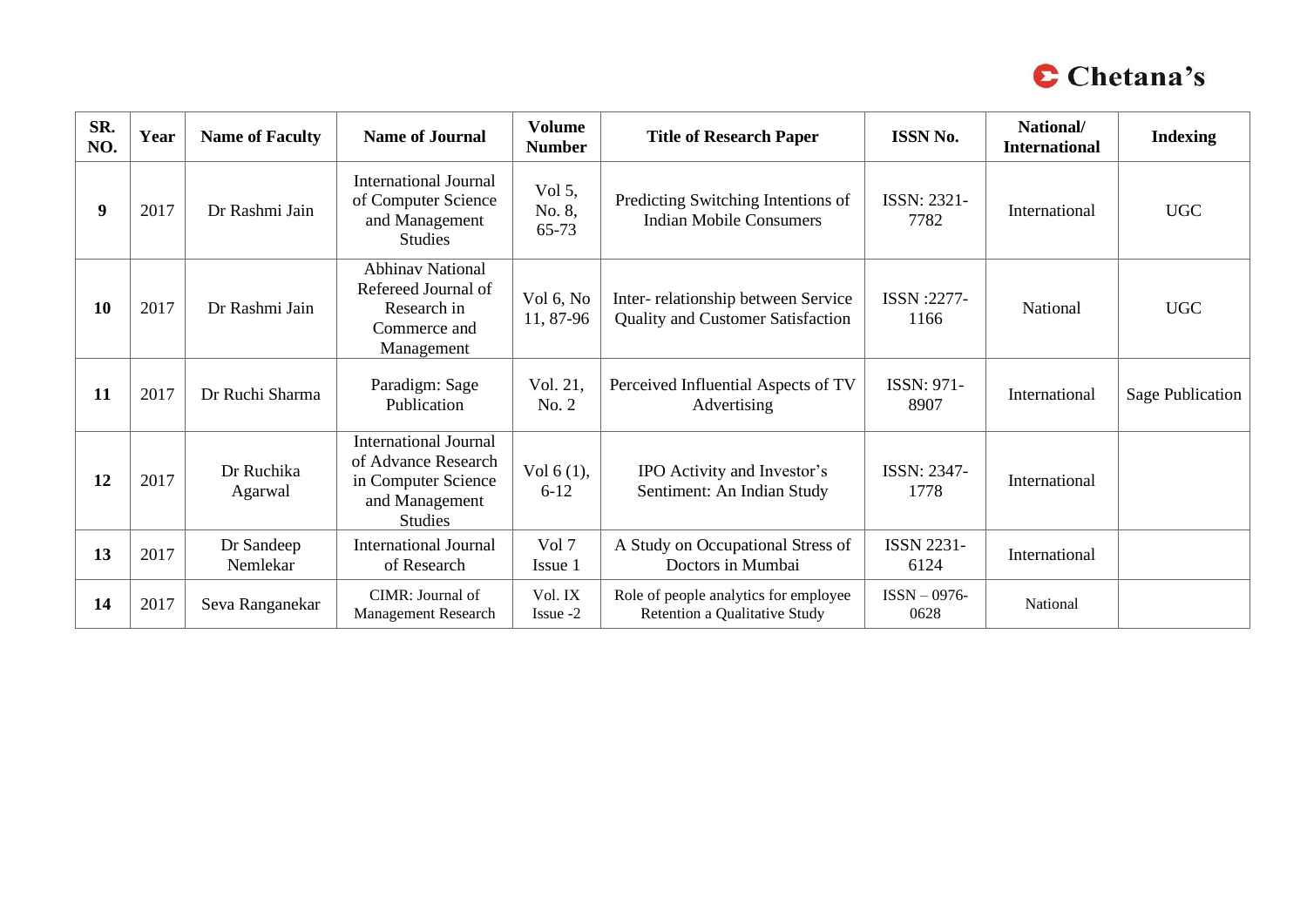| SR. NO. | Year | Name of Faculty | Name of Journal | Volume Number | Title of Research Paper | ISSN No. | National/ International | Indexing |
|---|---|---|---|---|---|---|---|---|
| **9** | 2017 | Dr Rashmi Jain | International Journal of Computer Science and Management Studies | Vol 5, No. 8, 65-73 | Predicting Switching Intentions of Indian Mobile Consumers | ISSN: 2321-7782 | International | UGC |
| **10** | 2017 | Dr Rashmi Jain | Abhinav National Refereed Journal of Research in Commerce and Management | Vol 6, No 11, 87-96 | Inter- relationship between Service Quality and Customer Satisfaction | ISSN :2277-1166 | National | UGC |
| **11** | 2017 | Dr Ruchi Sharma | Paradigm: Sage Publication | Vol. 21, No. 2 | Perceived Influential Aspects of TV Advertising | ISSN: 971-8907 | International | Sage Publication |
| **12** | 2017 | Dr Ruchika Agarwal | International Journal of Advance Research in Computer Science and Management Studies | Vol 6 (1), 6-12 | IPO Activity and Investor's Sentiment: An Indian Study | ISSN: 2347-1778 | International | |
| **13** | 2017 | Dr Sandeep Nemlekar | International Journal of Research | Vol 7 Issue 1 | A Study on Occupational Stress of Doctors in Mumbai | ISSN 2231-6124 | International | |
| **14** | 2017 | Seva Ranganekar | CIMR: Journal of Management Research | Vol. IX Issue -2 | Role of people analytics for employee Retention a Qualitative Study | ISSN – 0976-0628 | National | |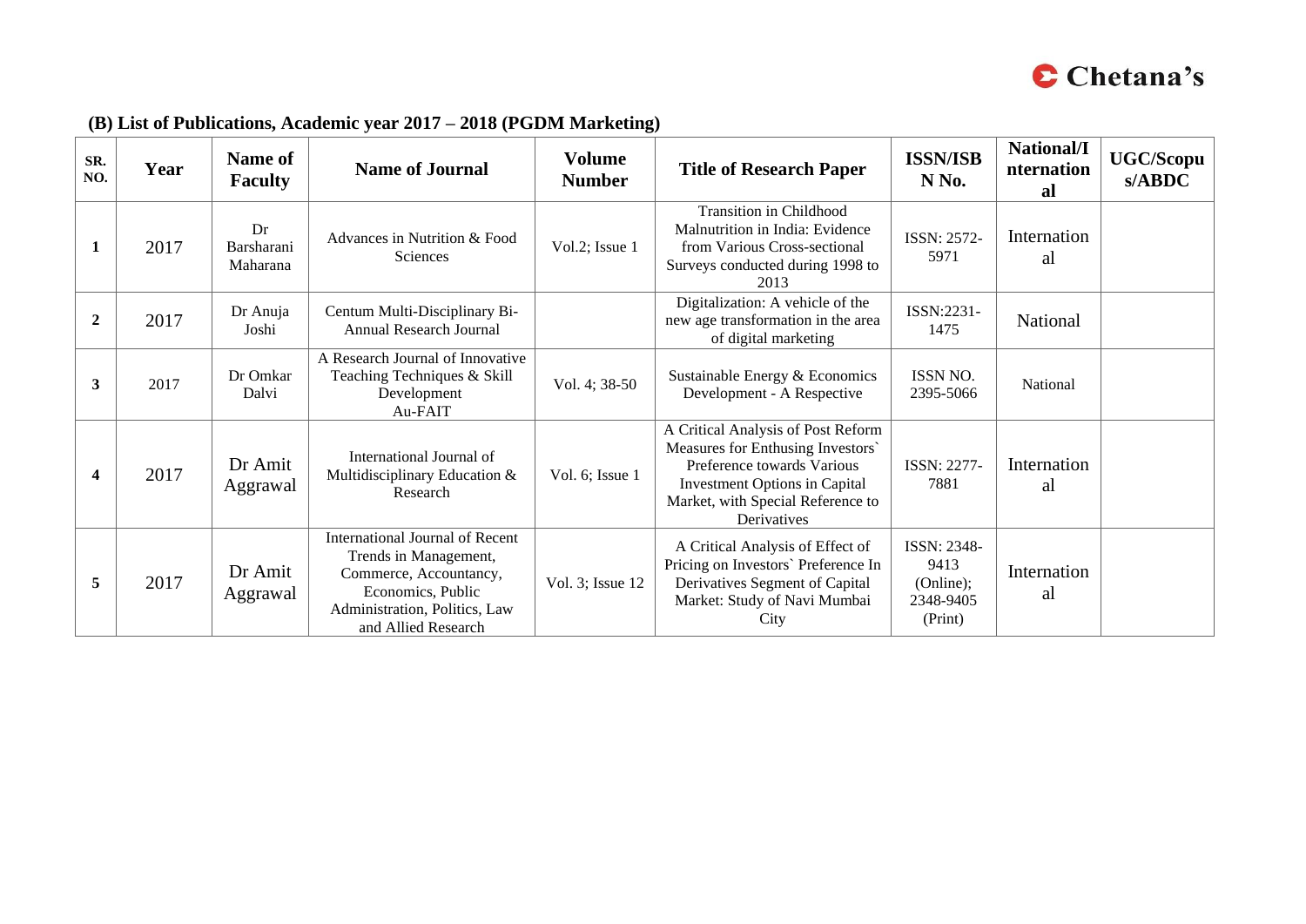### (B) List of Publications, Academic year 2017 – 2018 (PGDM Marketing)

| SR. NO. | Year | Name of Faculty | Name of Journal | Volume Number | Title of Research Paper | ISSN/ISBN No. | National/International | UGC/Scopus/ABDC |
|---|---|---|---|---|---|---|---|---|
| 1 | 2017 | Dr Barsharani Maharana | Advances in Nutrition & Food Sciences | Vol.2; Issue 1 | Transition in Childhood Malnutrition in India: Evidence from Various Cross-sectional Surveys conducted during 1998 to 2013 | ISSN: 2572-5971 | International | |
| 2 | 2017 | Dr Anuja Joshi | Centum Multi-Disciplinary Bi-Annual Research Journal | | Digitalization: A vehicle of the new age transformation in the area of digital marketing | ISSN:2231-1475 | National | |
| 3 | 2017 | Dr Omkar Dalvi | A Research Journal of Innovative Teaching Techniques & Skill Development Au-FAIT | Vol. 4; 38-50 | Sustainable Energy & Economics Development - A Respective | ISSN NO. 2395-5066 | National | |
| 4 | 2017 | Dr Amit Aggrawal | International Journal of Multidisciplinary Education & Research | Vol. 6; Issue 1 | A Critical Analysis of Post Reform Measures for Enthusing Investors` Preference towards Various Investment Options in Capital Market, with Special Reference to Derivatives | ISSN: 2277-7881 | International | |
| 5 | 2017 | Dr Amit Aggrawal | International Journal of Recent Trends in Management, Commerce, Accountancy, Economics, Public Administration, Politics, Law and Allied Research | Vol. 3; Issue 12 | A Critical Analysis of Effect of Pricing on Investors` Preference In Derivatives Segment of Capital Market: Study of Navi Mumbai City | ISSN: 2348-9413 (Online); 2348-9405 (Print) | International | |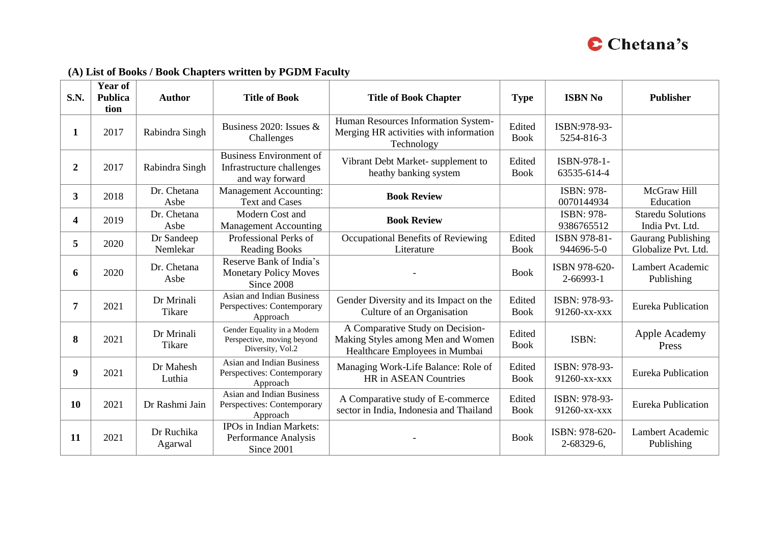### (A) List of Books / Book Chapters written by PGDM Faculty

| S.N. | Year of Publication | Author | Title of Book | Title of Book Chapter | Type | ISBN No | Publisher |
|---|---|---|---|---|---|---|---|
| **1** | 2017 | Rabindra Singh | Business 2020: Issues & Challenges | Human Resources Information System- Merging HR activities with information Technology | Edited Book | ISBN:978-93-5254-816-3 | |
| **2** | 2017 | Rabindra Singh | Business Environment of Infrastructure challenges and way forward | Vibrant Debt Market- supplement to heathy banking system | Edited Book | ISBN-978-1-63535-614-4 | |
| **3** | 2018 | Dr. Chetana Asbe | Management Accounting: Text and Cases | **Book Review** | | ISBN: 978-0070144934 | McGraw Hill Education |
| **4** | 2019 | Dr. Chetana Asbe | Modern Cost and Management Accounting | **Book Review** | | ISBN: 978-9386765512 | Staredu Solutions India Pvt. Ltd. |
| **5** | 2020 | Dr Sandeep Nemlekar | Professional Perks of Reading Books | Occupational Benefits of Reviewing Literature | Edited Book | ISBN 978-81-944696-5-0 | Gaurang Publishing Globalize Pvt. Ltd. |
| **6** | 2020 | Dr. Chetana Asbe | Reserve Bank of India's Monetary Policy Moves Since 2008 | - | Book | ISBN 978-620-2-66993-1 | Lambert Academic Publishing |
| **7** | 2021 | Dr Mrinali Tikare | Asian and Indian Business Perspectives: Contemporary Approach | Gender Diversity and its Impact on the Culture of an Organisation | Edited Book | ISBN: 978-93-91260-xx-xxx | Eureka Publication |
| **8** | 2021 | Dr Mrinali Tikare | Gender Equality in a Modern Perspective, moving beyond Diversity, Vol.2 | A Comparative Study on Decision-Making Styles among Men and Women Healthcare Employees in Mumbai | Edited Book | ISBN: | Apple Academy Press |
| **9** | 2021 | Dr Mahesh Luthia | Asian and Indian Business Perspectives: Contemporary Approach | Managing Work-Life Balance: Role of HR in ASEAN Countries | Edited Book | ISBN: 978-93-91260-xx-xxx | Eureka Publication |
| **10** | 2021 | Dr Rashmi Jain | Asian and Indian Business Perspectives: Contemporary Approach | A Comparative study of E-commerce sector in India, Indonesia and Thailand | Edited Book | ISBN: 978-93-91260-xx-xxx | Eureka Publication |
| **11** | 2021 | Dr Ruchika Agarwal | IPOs in Indian Markets: Performance Analysis Since 2001 | - | Book | ISBN: 978-620-2-68329-6, | Lambert Academic Publishing |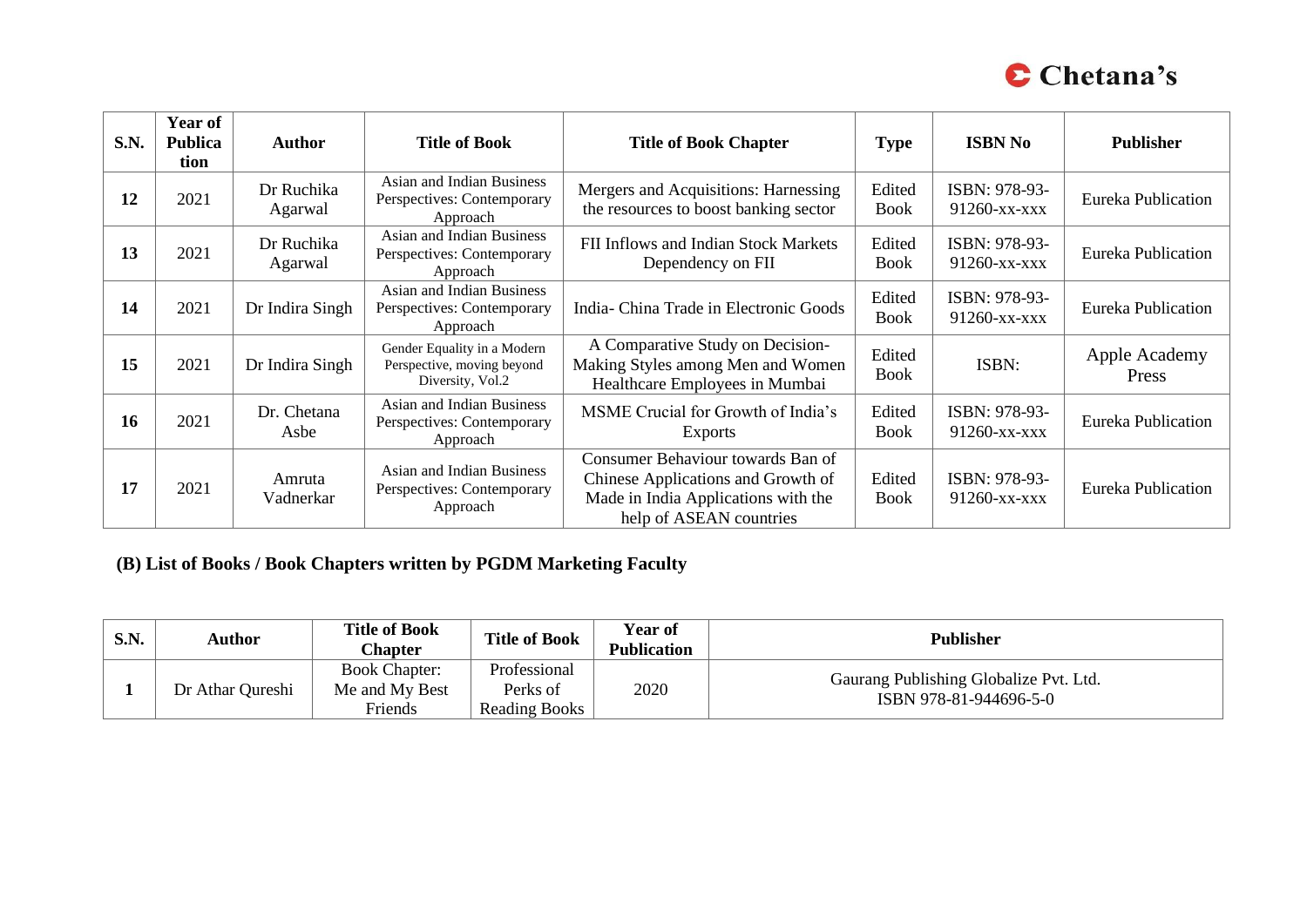| S.N. | Year of Publication | Author | Title of Book | Title of Book Chapter | Type | ISBN No | Publisher |
|---|---|---|---|---|---|---|---|
| **12** | 2021 | Dr Ruchika Agarwal | Asian and Indian Business Perspectives: Contemporary Approach | Mergers and Acquisitions: Harnessing the resources to boost banking sector | Edited Book | ISBN: 978-93-91260-xx-xxx | Eureka Publication |
| **13** | 2021 | Dr Ruchika Agarwal | Asian and Indian Business Perspectives: Contemporary Approach | FII Inflows and Indian Stock Markets Dependency on FII | Edited Book | ISBN: 978-93-91260-xx-xxx | Eureka Publication |
| **14** | 2021 | Dr Indira Singh | Asian and Indian Business Perspectives: Contemporary Approach | India- China Trade in Electronic Goods | Edited Book | ISBN: 978-93-91260-xx-xxx | Eureka Publication |
| **15** | 2021 | Dr Indira Singh | Gender Equality in a Modern Perspective, moving beyond Diversity, Vol.2 | A Comparative Study on Decision-Making Styles among Men and Women Healthcare Employees in Mumbai | Edited Book | ISBN: | Apple Academy Press |
| **16** | 2021 | Dr. Chetana Asbe | Asian and Indian Business Perspectives: Contemporary Approach | MSME Crucial for Growth of India's Exports | Edited Book | ISBN: 978-93-91260-xx-xxx | Eureka Publication |
| **17** | 2021 | Amruta Vadnerkar | Asian and Indian Business Perspectives: Contemporary Approach | Consumer Behaviour towards Ban of Chinese Applications and Growth of Made in India Applications with the help of ASEAN countries | Edited Book | ISBN: 978-93-91260-xx-xxx | Eureka Publication |

### (B) List of Books / Book Chapters written by PGDM Marketing Faculty

| S.N. | Author | Title of Book Chapter | Title of Book | Year of Publication | Publisher |
|---|---|---|---|---|---|
| **1** | Dr Athar Qureshi | Book Chapter: Me and My Best Friends | Professional Perks of Reading Books | 2020 | Gaurang Publishing Globalize Pvt. Ltd. ISBN 978-81-944696-5-0 |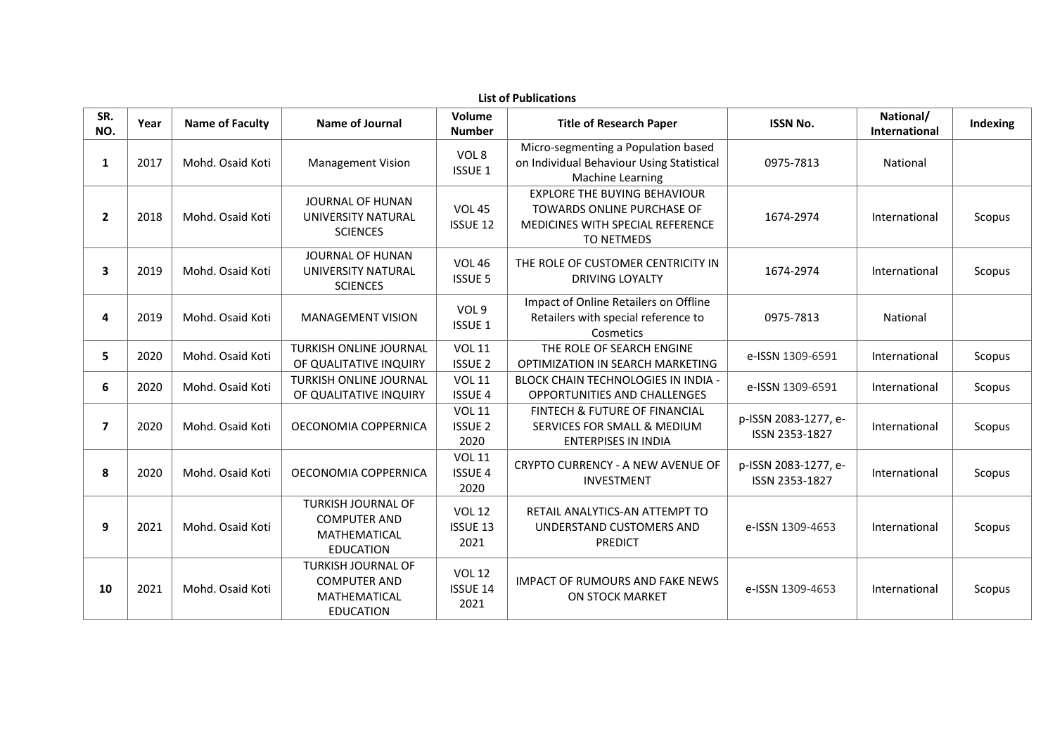**List of Publications**

| SR. NO. | Year | Name of Faculty | Name of Journal | Volume Number | Title of Research Paper | ISSN No. | National/ International | Indexing |
|---|---|---|---|---|---|---|---|---|
| **1** | 2017 | Mohd. Osaid Koti | Management Vision | VOL 8 ISSUE 1 | Micro-segmenting a Population based on Individual Behaviour Using Statistical Machine Learning | 0975-7813 | National | |
| **2** | 2018 | Mohd. Osaid Koti | JOURNAL OF HUNAN UNIVERSITY NATURAL SCIENCES | VOL 45 ISSUE 12 | EXPLORE THE BUYING BEHAVIOUR TOWARDS ONLINE PURCHASE OF MEDICINES WITH SPECIAL REFERENCE TO NETMEDS | 1674-2974 | International | Scopus |
| **3** | 2019 | Mohd. Osaid Koti | JOURNAL OF HUNAN UNIVERSITY NATURAL SCIENCES | VOL 46 ISSUE 5 | THE ROLE OF CUSTOMER CENTRICITY IN DRIVING LOYALTY | 1674-2974 | International | Scopus |
| **4** | 2019 | Mohd. Osaid Koti | MANAGEMENT VISION | VOL 9 ISSUE 1 | Impact of Online Retailers on Offline Retailers with special reference to Cosmetics | 0975-7813 | National | |
| **5** | 2020 | Mohd. Osaid Koti | TURKISH ONLINE JOURNAL OF QUALITATIVE INQUIRY | VOL 11 ISSUE 2 | THE ROLE OF SEARCH ENGINE OPTIMIZATION IN SEARCH MARKETING | e-ISSN 1309-6591 | International | Scopus |
| **6** | 2020 | Mohd. Osaid Koti | TURKISH ONLINE JOURNAL OF QUALITATIVE INQUIRY | VOL 11 ISSUE 4 | BLOCK CHAIN TECHNOLOGIES IN INDIA - OPPORTUNITIES AND CHALLENGES | e-ISSN 1309-6591 | International | Scopus |
| **7** | 2020 | Mohd. Osaid Koti | OECONOMIA COPPERNICA | VOL 11 ISSUE 2 2020 | FINTECH & FUTURE OF FINANCIAL SERVICES FOR SMALL & MEDIUM ENTERPISES IN INDIA | p-ISSN 2083-1277, e-ISSN 2353-1827 | International | Scopus |
| **8** | 2020 | Mohd. Osaid Koti | OECONOMIA COPPERNICA | VOL 11 ISSUE 4 2020 | CRYPTO CURRENCY - A NEW AVENUE OF INVESTMENT | p-ISSN 2083-1277, e-ISSN 2353-1827 | International | Scopus |
| **9** | 2021 | Mohd. Osaid Koti | TURKISH JOURNAL OF COMPUTER AND MATHEMATICAL EDUCATION | VOL 12 ISSUE 13 2021 | RETAIL ANALYTICS-AN ATTEMPT TO UNDERSTAND CUSTOMERS AND PREDICT | e-ISSN 1309-4653 | International | Scopus |
| **10** | 2021 | Mohd. Osaid Koti | TURKISH JOURNAL OF COMPUTER AND MATHEMATICAL EDUCATION | VOL 12 ISSUE 14 2021 | IMPACT OF RUMOURS AND FAKE NEWS ON STOCK MARKET | e-ISSN 1309-4653 | International | Scopus |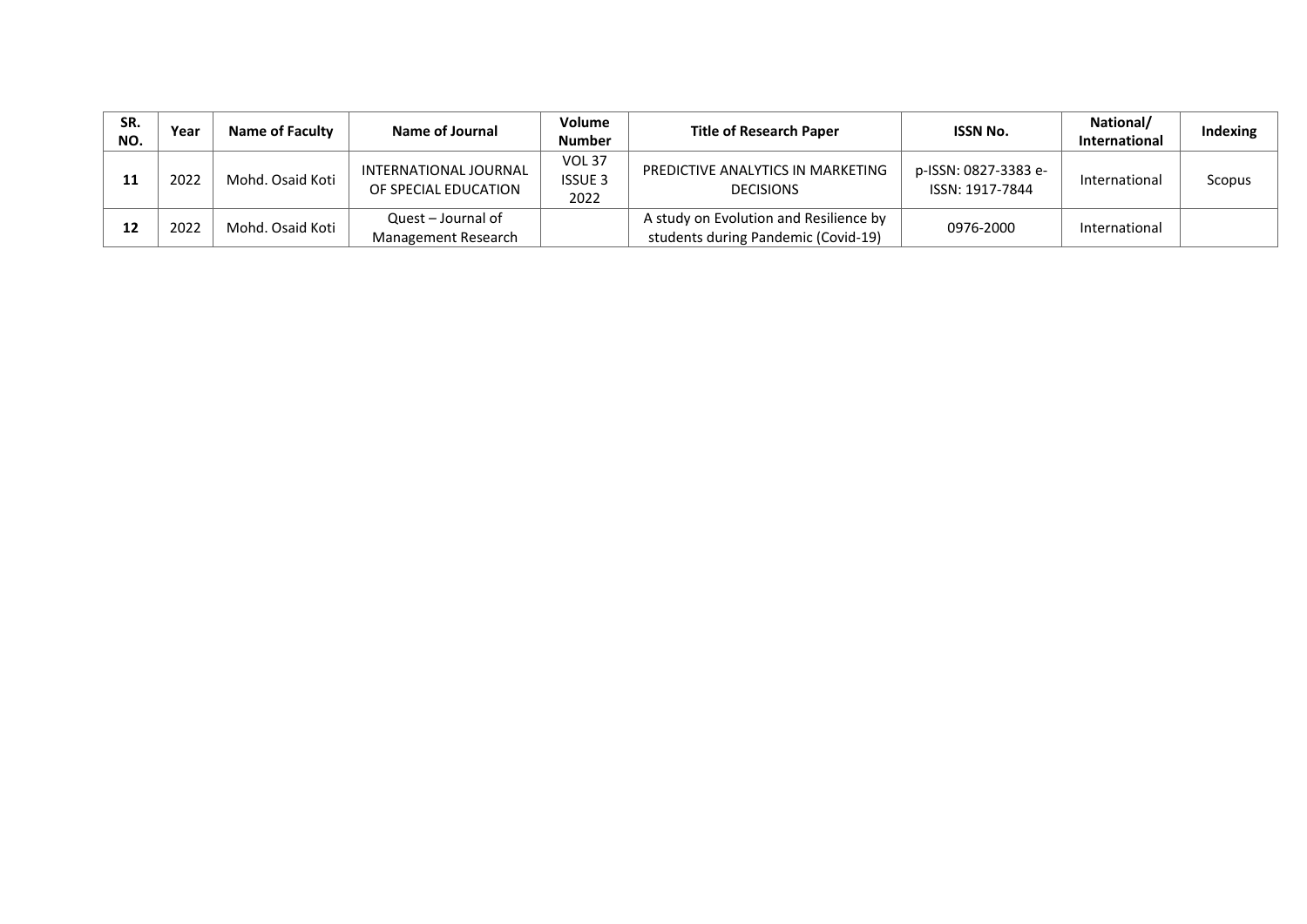| SR. NO. | Year | Name of Faculty | Name of Journal | Volume Number | Title of Research Paper | ISSN No. | National/ International | Indexing |
|---|---|---|---|---|---|---|---|---|
| **11** | 2022 | Mohd. Osaid Koti | INTERNATIONAL JOURNAL OF SPECIAL EDUCATION | VOL 37 ISSUE 3 2022 | PREDICTIVE ANALYTICS IN MARKETING DECISIONS | p-ISSN: 0827-3383 e-ISSN: 1917-7844 | International | Scopus |
| **12** | 2022 | Mohd. Osaid Koti | Quest – Journal of Management Research | | A study on Evolution and Resilience by students during Pandemic (Covid-19) | 0976-2000 | International | |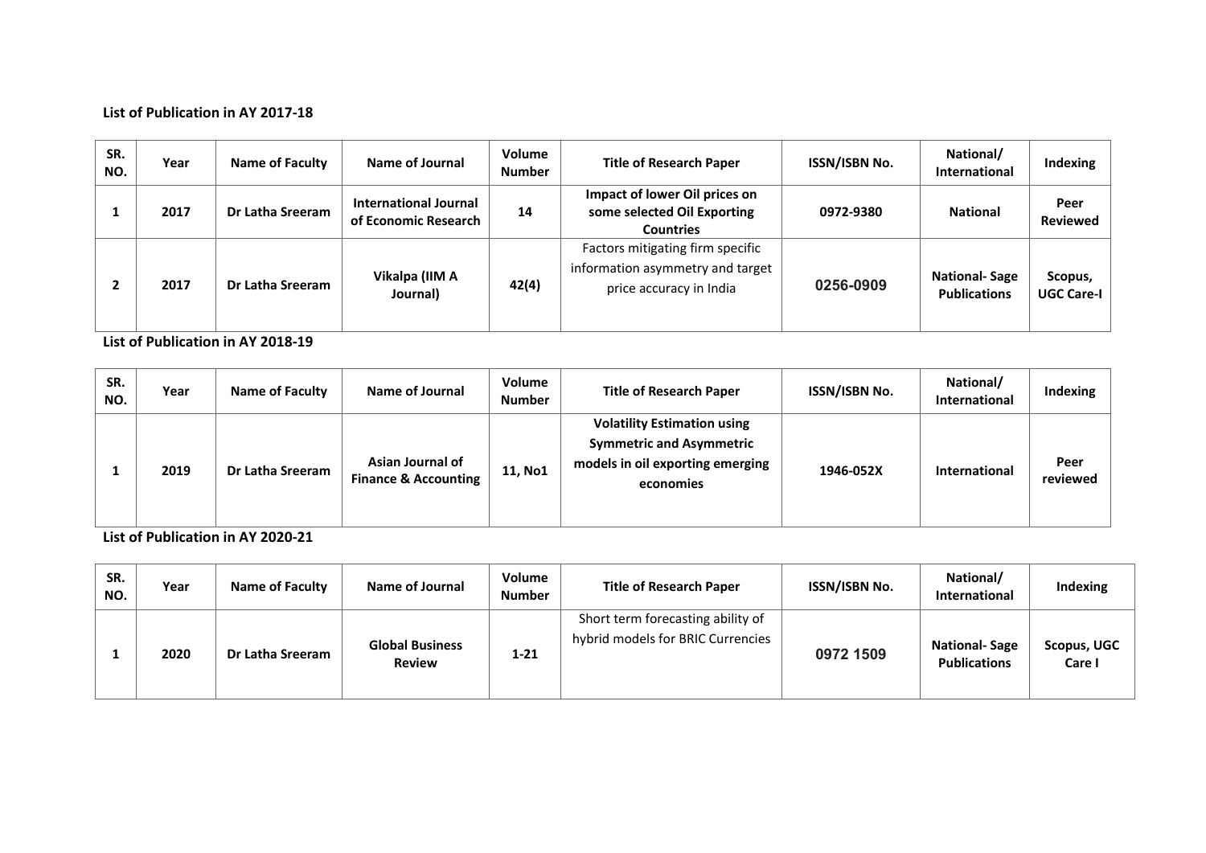**List of Publication in AY 2017-18**

| SR. NO. | Year | Name of Faculty | Name of Journal | Volume Number | Title of Research Paper | ISSN/ISBN No. | National/ International | Indexing |
|---|---|---|---|---|---|---|---|---|
| 1 | 2017 | Dr Latha Sreeram | **International Journal of Economic Research** | **14** | **Impact of lower Oil prices on some selected Oil Exporting Countries** | **0972-9380** | **National** | **Peer Reviewed** |
| 2 | 2017 | Dr Latha Sreeram | **Vikalpa (IIM A Journal)** | **42(4)** | Factors mitigating firm specific information asymmetry and target price accuracy in India | **0256-0909** | **National- Sage Publications** | **Scopus, UGC Care-I** |

**List of Publication in AY 2018-19**

| SR. NO. | Year | Name of Faculty | Name of Journal | Volume Number | Title of Research Paper | ISSN/ISBN No. | National/ International | Indexing |
|---|---|---|---|---|---|---|---|---|
| 1 | 2019 | Dr Latha Sreeram | **Asian Journal of Finance & Accounting** | **11, No1** | **Volatility Estimation using Symmetric and Asymmetric models in oil exporting emerging economies** | **1946-052X** | **International** | **Peer reviewed** |

**List of Publication in AY 2020-21**

| SR. NO. | Year | Name of Faculty | Name of Journal | Volume Number | Title of Research Paper | ISSN/ISBN No. | National/ International | Indexing |
|---|---|---|---|---|---|---|---|---|
| 1 | 2020 | Dr Latha Sreeram | **Global Business Review** | **1-21** | Short term forecasting ability of hybrid models for BRIC Currencies | **0972 1509** | **National- Sage Publications** | **Scopus, UGC Care I** |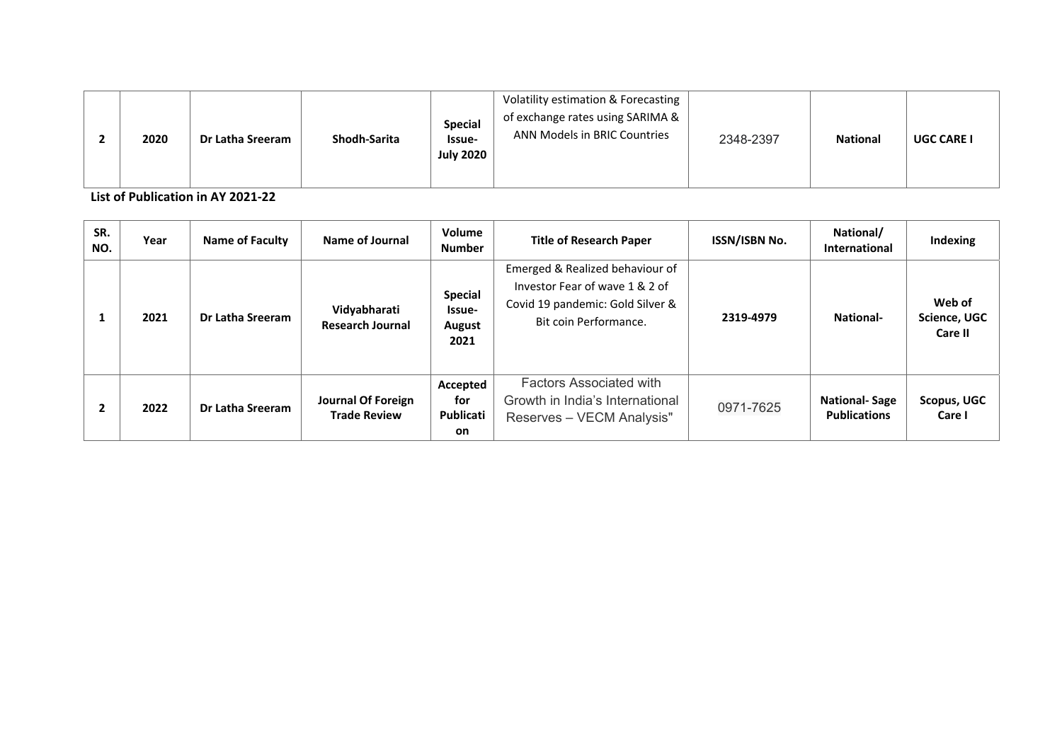| 2 | 2020 | Dr Latha Sreeram | Shodh-Sarita | **Special Issue- July 2020** | Volatility estimation & Forecasting of exchange rates using SARIMA & ANN Models in BRIC Countries | 2348-2397 | **National** | **UGC CARE I** |
|---|---|---|---|---|---|---|---|---|

**List of Publication in AY 2021-22**

| SR. NO. | Year | Name of Faculty | Name of Journal | Volume Number | Title of Research Paper | ISSN/ISBN No. | National/ International | Indexing |
|---|---|---|---|---|---|---|---|---|
| 1 | 2021 | Dr Latha Sreeram | Vidyabharati Research Journal | **Special Issue- August 2021** | Emerged & Realized behaviour of Investor Fear of wave 1 & 2 of Covid 19 pandemic: Gold Silver & Bit coin Performance. | **2319-4979** | **National-** | **Web of Science, UGC Care II** |
| 2 | 2022 | Dr Latha Sreeram | Journal Of Foreign Trade Review | **Accepted for Publication** | Factors Associated with Growth in India's International Reserves – VECM Analysis" | 0971-7625 | **National- Sage Publications** | **Scopus, UGC Care I** |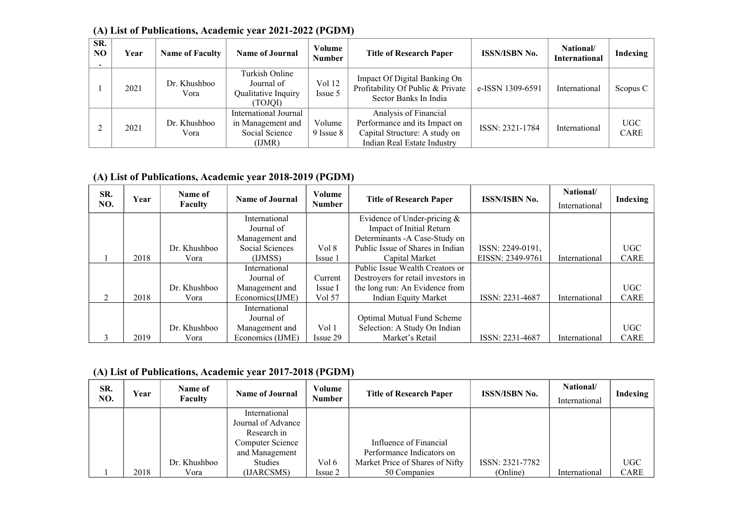## (A) List of Publications, Academic year 2021-2022 (PGDM)

| SR. NO. | Year | Name of Faculty | Name of Journal | Volume Number | Title of Research Paper | ISSN/ISBN No. | National/ International | Indexing |
|---|---|---|---|---|---|---|---|---|
| 1 | 2021 | Dr. Khushboo Vora | Turkish Online Journal of Qualitative Inquiry (TOJQI) | Vol 12 Issue 5 | Impact Of Digital Banking On Profitability Of Public & Private Sector Banks In India | e-ISSN 1309-6591 | International | Scopus C |
| 2 | 2021 | Dr. Khushboo Vora | International Journal in Management and Social Science (IJMR) | Volume 9 Issue 8 | Analysis of Financial Performance and its Impact on Capital Structure: A study on Indian Real Estate Industry | ISSN: 2321-1784 | International | UGC CARE |

## (A) List of Publications, Academic year 2018-2019 (PGDM)

| SR. NO. | Year | Name of Faculty | Name of Journal | Volume Number | Title of Research Paper | ISSN/ISBN No. | National/ International | Indexing |
|---|---|---|---|---|---|---|---|---|
| 1 | 2018 | Dr. Khushboo Vora | International Journal of Management and Social Sciences (IJMSS) | Vol 8 Issue 1 | Evidence of Under-pricing & Impact of Initial Return Determinants -A Case-Study on Public Issue of Shares in Indian Capital Market | ISSN: 2249-0191, EISSN: 2349-9761 | International | UGC CARE |
| 2 | 2018 | Dr. Khushboo Vora | International Journal of Management and Economics(IJME) | Current Issue I Vol 57 | Public Issue Wealth Creators or Destroyers for retail investors in the long run: An Evidence from Indian Equity Market | ISSN: 2231-4687 | International | UGC CARE |
| 3 | 2019 | Dr. Khushboo Vora | International Journal of Management and Economics (IJME) | Vol 1 Issue 29 | Optimal Mutual Fund Scheme Selection: A Study On Indian Market's Retail | ISSN: 2231-4687 | International | UGC CARE |

## (A) List of Publications, Academic year 2017-2018 (PGDM)

| SR. NO. | Year | Name of Faculty | Name of Journal | Volume Number | Title of Research Paper | ISSN/ISBN No. | National/ International | Indexing |
|---|---|---|---|---|---|---|---|---|
| 1 | 2018 | Dr. Khushboo Vora | International Journal of Advance Research in Computer Science and Management Studies (IJARCSMS) | Vol 6 Issue 2 | Influence of Financial Performance Indicators on Market Price of Shares of Nifty 50 Companies | ISSN: 2321-7782 (Online) | International | UGC CARE |